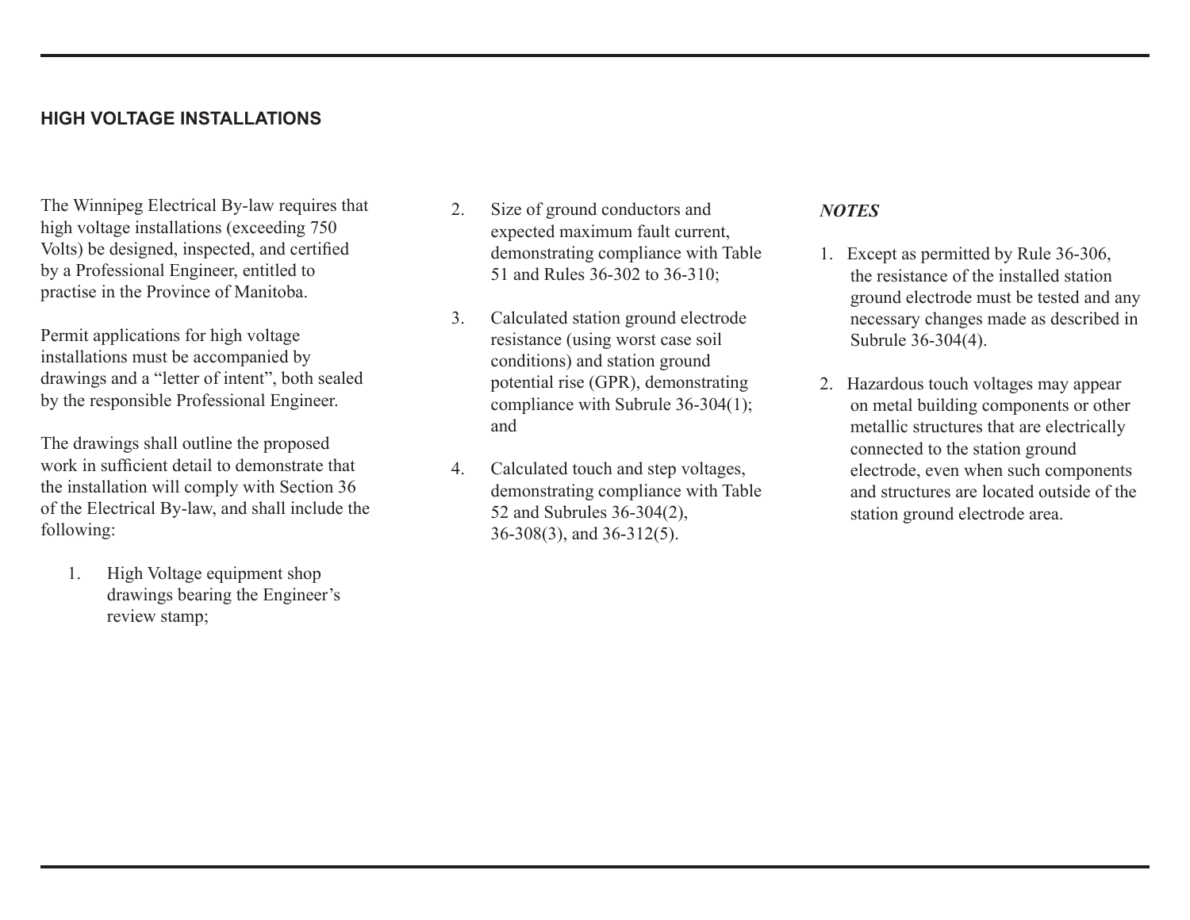## HIGH VOLTAGE INSTALLATIONS

The Winnipeg Electrical By-law requires that high voltage installations (exceeding 750 Volts) be designed, inspected, and certified by a Professional Engineer, entitled to practise in the Province of Manitoba.

Permit applications for high voltage installations must be accompanied by drawings and a "letter of intent", both sealed by the responsible Professional Engineer.

The drawings shall outline the proposed work in sufficient detail to demonstrate that the installation will comply with Section 36 of the Electrical By-law, and shall include the following:

1. High Voltage equipment shop drawings bearing the Engineer's review stamp;
2. Size of ground conductors and expected maximum fault current, demonstrating compliance with Table 51 and Rules 36-302 to 36-310;
3. Calculated station ground electrode resistance (using worst case soil conditions) and station ground potential rise (GPR), demonstrating compliance with Subrule 36-304(1); and
4. Calculated touch and step voltages, demonstrating compliance with Table 52 and Subrules 36-304(2), 36-308(3), and 36-312(5).

***NOTES***

1. Except as permitted by Rule 36-306, the resistance of the installed station ground electrode must be tested and any necessary changes made as described in Subrule 36-304(4).
2. Hazardous touch voltages may appear on metal building components or other metallic structures that are electrically connected to the station ground electrode, even when such components and structures are located outside of the station ground electrode area.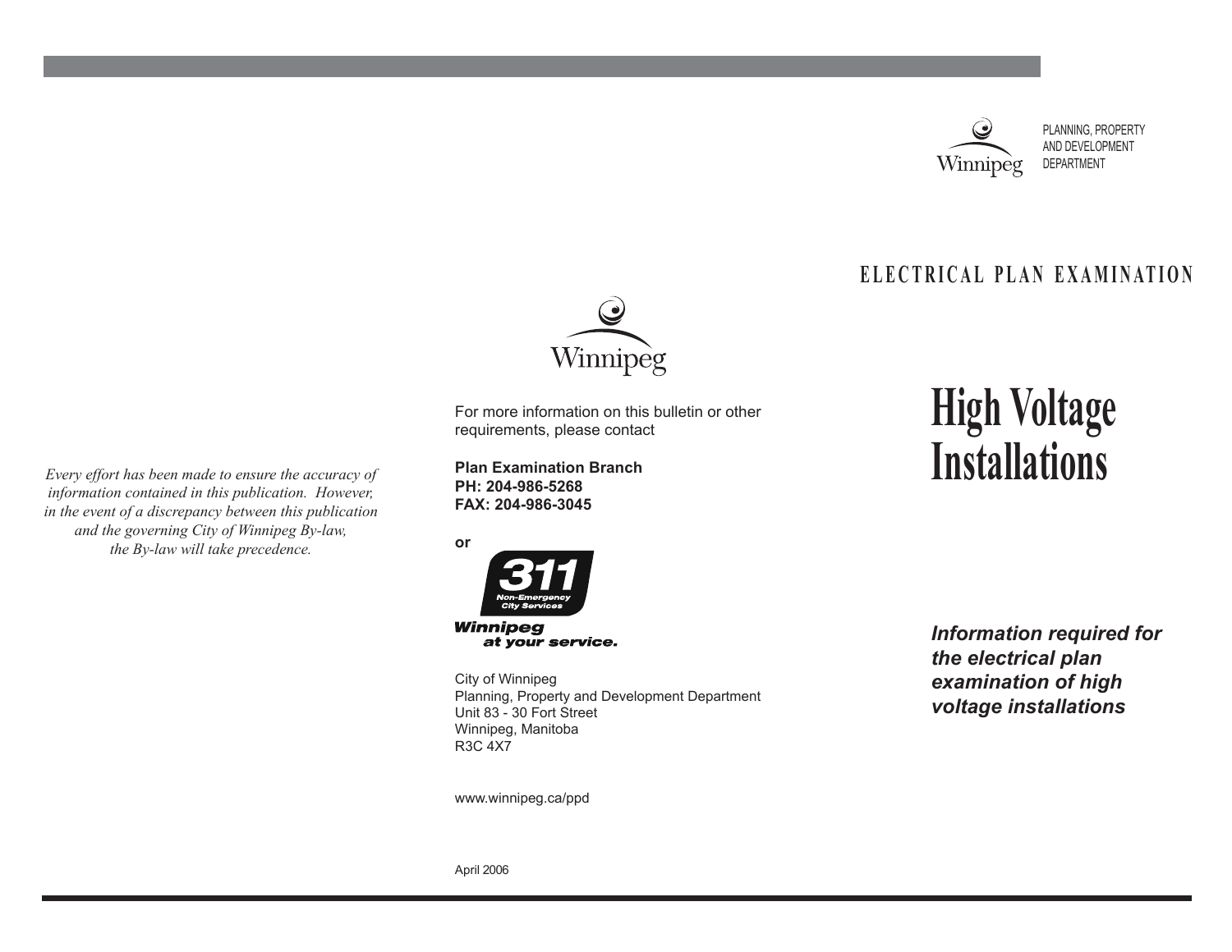*Every effort has been made to ensure the accuracy of information contained in this publication. However, in the event of a discrepancy between this publication and the governing City of Winnipeg By-law, the By-law will take precedence.*

Winnipeg

For more information on this bulletin or other requirements, please contact

**Plan Examination Branch**
**PH: 204-986-5268**
**FAX: 204-986-3045**

**or**

**311**
**Non-Emergency City Services**
**Winnipeg at your service.**

City of Winnipeg
Planning, Property and Development Department
Unit 83 - 30 Fort Street
Winnipeg, Manitoba
R3C 4X7

www.winnipeg.ca/ppd

April 2006

Winnipeg

PLANNING, PROPERTY AND DEVELOPMENT DEPARTMENT

**ELECTRICAL PLAN EXAMINATION**

# High Voltage Installations

***Information required for the electrical plan examination of high voltage installations***